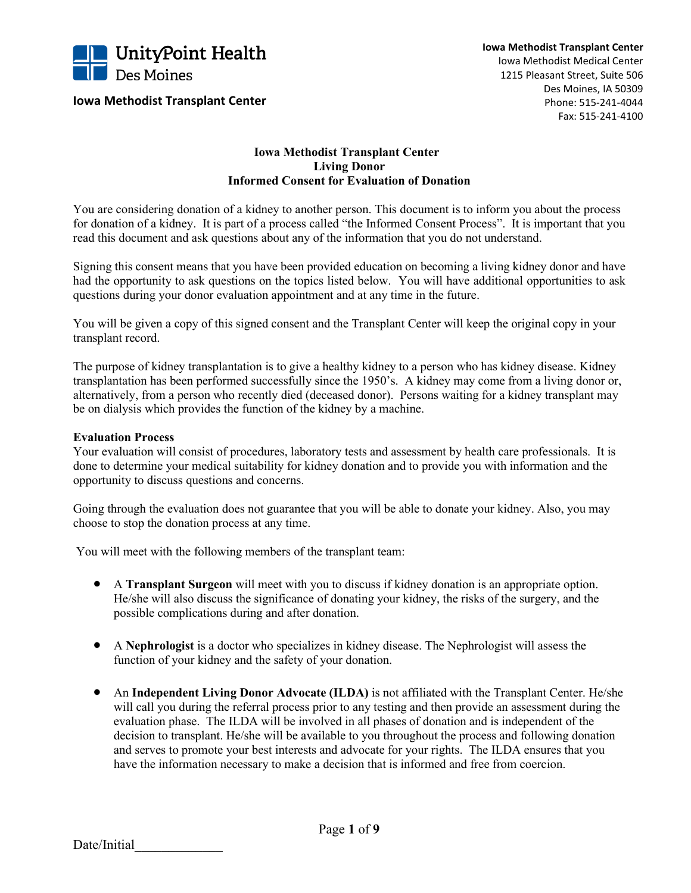UnityPoint Health
Des Moines

**Iowa Methodist Transplant Center**

**Iowa Methodist Transplant Center**
Iowa Methodist Medical Center
1215 Pleasant Street, Suite 506
Des Moines, IA 50309
Phone: 515-241-4044
Fax: 515-241-4100

# Iowa Methodist Transplant Center
# Living Donor
# Informed Consent for Evaluation of Donation

You are considering donation of a kidney to another person. This document is to inform you about the process for donation of a kidney. It is part of a process called "the Informed Consent Process". It is important that you read this document and ask questions about any of the information that you do not understand.

Signing this consent means that you have been provided education on becoming a living kidney donor and have had the opportunity to ask questions on the topics listed below. You will have additional opportunities to ask questions during your donor evaluation appointment and at any time in the future.

You will be given a copy of this signed consent and the Transplant Center will keep the original copy in your transplant record.

The purpose of kidney transplantation is to give a healthy kidney to a person who has kidney disease. Kidney transplantation has been performed successfully since the 1950's. A kidney may come from a living donor or, alternatively, from a person who recently died (deceased donor). Persons waiting for a kidney transplant may be on dialysis which provides the function of the kidney by a machine.

**Evaluation Process**

Your evaluation will consist of procedures, laboratory tests and assessment by health care professionals. It is done to determine your medical suitability for kidney donation and to provide you with information and the opportunity to discuss questions and concerns.

Going through the evaluation does not guarantee that you will be able to donate your kidney. Also, you may choose to stop the donation process at any time.

You will meet with the following members of the transplant team:

- A **Transplant Surgeon** will meet with you to discuss if kidney donation is an appropriate option. He/she will also discuss the significance of donating your kidney, the risks of the surgery, and the possible complications during and after donation.

- A **Nephrologist** is a doctor who specializes in kidney disease. The Nephrologist will assess the function of your kidney and the safety of your donation.

- An **Independent Living Donor Advocate (ILDA)** is not affiliated with the Transplant Center. He/she will call you during the referral process prior to any testing and then provide an assessment during the evaluation phase. The ILDA will be involved in all phases of donation and is independent of the decision to transplant. He/she will be available to you throughout the process and following donation and serves to promote your best interests and advocate for your rights. The ILDA ensures that you have the information necessary to make a decision that is informed and free from coercion.

Date/Initial_____________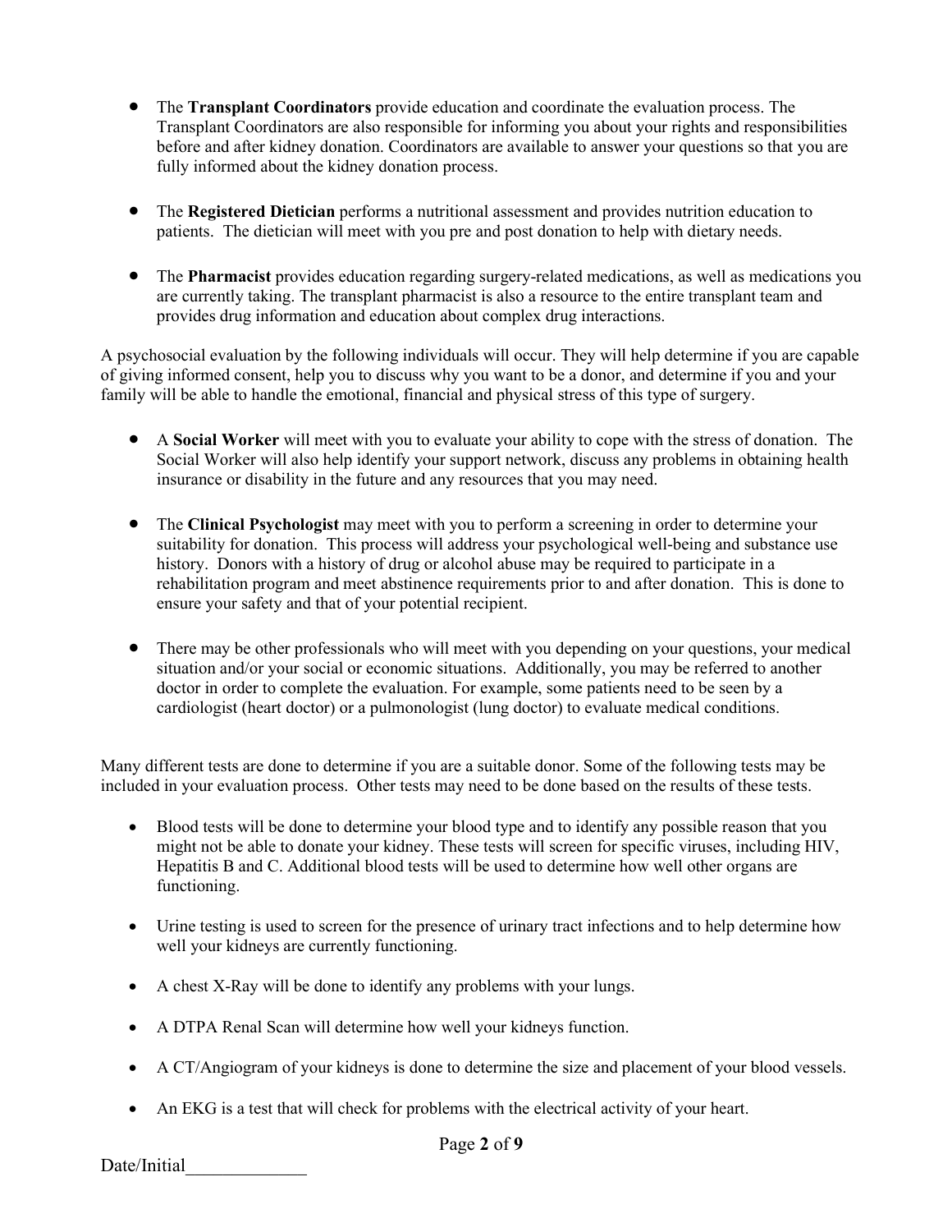- The **Transplant Coordinators** provide education and coordinate the evaluation process. The Transplant Coordinators are also responsible for informing you about your rights and responsibilities before and after kidney donation. Coordinators are available to answer your questions so that you are fully informed about the kidney donation process.

- The **Registered Dietician** performs a nutritional assessment and provides nutrition education to patients. The dietician will meet with you pre and post donation to help with dietary needs.

- The **Pharmacist** provides education regarding surgery-related medications, as well as medications you are currently taking. The transplant pharmacist is also a resource to the entire transplant team and provides drug information and education about complex drug interactions.

A psychosocial evaluation by the following individuals will occur. They will help determine if you are capable of giving informed consent, help you to discuss why you want to be a donor, and determine if you and your family will be able to handle the emotional, financial and physical stress of this type of surgery.

- A **Social Worker** will meet with you to evaluate your ability to cope with the stress of donation. The Social Worker will also help identify your support network, discuss any problems in obtaining health insurance or disability in the future and any resources that you may need.

- The **Clinical Psychologist** may meet with you to perform a screening in order to determine your suitability for donation. This process will address your psychological well-being and substance use history. Donors with a history of drug or alcohol abuse may be required to participate in a rehabilitation program and meet abstinence requirements prior to and after donation. This is done to ensure your safety and that of your potential recipient.

- There may be other professionals who will meet with you depending on your questions, your medical situation and/or your social or economic situations. Additionally, you may be referred to another doctor in order to complete the evaluation. For example, some patients need to be seen by a cardiologist (heart doctor) or a pulmonologist (lung doctor) to evaluate medical conditions.

Many different tests are done to determine if you are a suitable donor. Some of the following tests may be included in your evaluation process. Other tests may need to be done based on the results of these tests.

- Blood tests will be done to determine your blood type and to identify any possible reason that you might not be able to donate your kidney. These tests will screen for specific viruses, including HIV, Hepatitis B and C. Additional blood tests will be used to determine how well other organs are functioning.

- Urine testing is used to screen for the presence of urinary tract infections and to help determine how well your kidneys are currently functioning.

- A chest X-Ray will be done to identify any problems with your lungs.

- A DTPA Renal Scan will determine how well your kidneys function.

- A CT/Angiogram of your kidneys is done to determine the size and placement of your blood vessels.

- An EKG is a test that will check for problems with the electrical activity of your heart.

Date/Initial_____________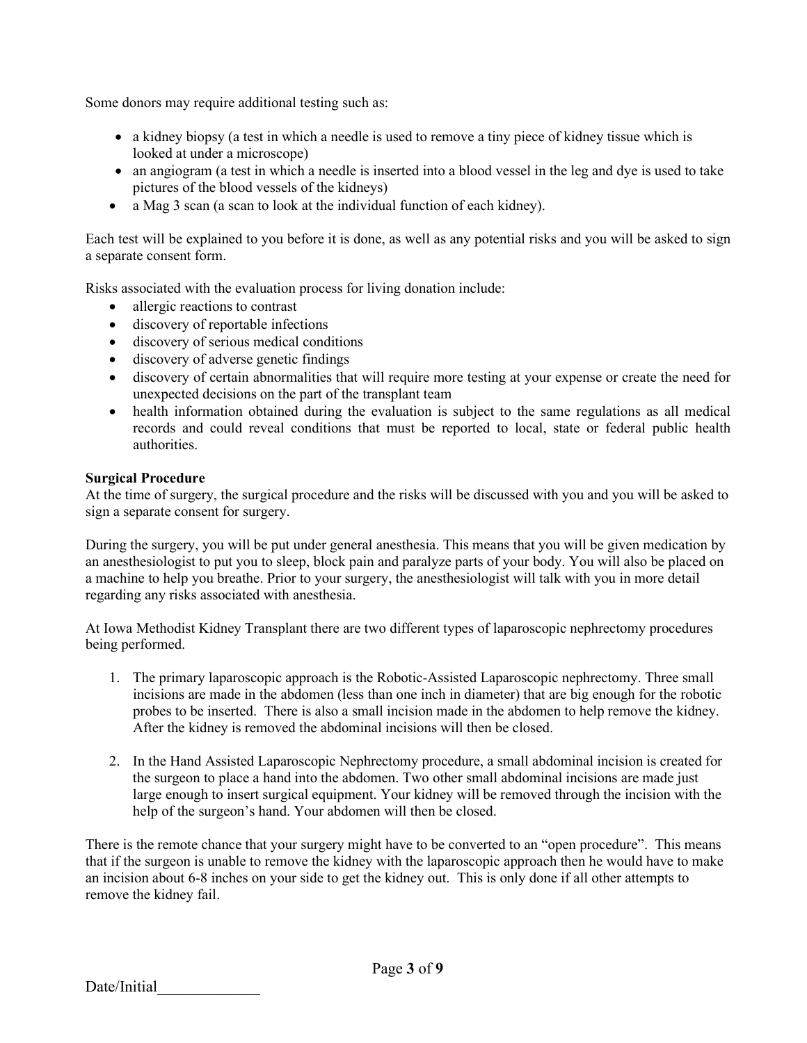Some donors may require additional testing such as:

- a kidney biopsy (a test in which a needle is used to remove a tiny piece of kidney tissue which is looked at under a microscope)
- an angiogram (a test in which a needle is inserted into a blood vessel in the leg and dye is used to take pictures of the blood vessels of the kidneys)
- a Mag 3 scan (a scan to look at the individual function of each kidney).

Each test will be explained to you before it is done, as well as any potential risks and you will be asked to sign a separate consent form.

Risks associated with the evaluation process for living donation include:

- allergic reactions to contrast
- discovery of reportable infections
- discovery of serious medical conditions
- discovery of adverse genetic findings
- discovery of certain abnormalities that will require more testing at your expense or create the need for unexpected decisions on the part of the transplant team
- health information obtained during the evaluation is subject to the same regulations as all medical records and could reveal conditions that must be reported to local, state or federal public health authorities.

**Surgical Procedure**

At the time of surgery, the surgical procedure and the risks will be discussed with you and you will be asked to sign a separate consent for surgery.

During the surgery, you will be put under general anesthesia. This means that you will be given medication by an anesthesiologist to put you to sleep, block pain and paralyze parts of your body. You will also be placed on a machine to help you breathe. Prior to your surgery, the anesthesiologist will talk with you in more detail regarding any risks associated with anesthesia.

At Iowa Methodist Kidney Transplant there are two different types of laparoscopic nephrectomy procedures being performed.

1. The primary laparoscopic approach is the Robotic-Assisted Laparoscopic nephrectomy. Three small incisions are made in the abdomen (less than one inch in diameter) that are big enough for the robotic probes to be inserted. There is also a small incision made in the abdomen to help remove the kidney. After the kidney is removed the abdominal incisions will then be closed.

2. In the Hand Assisted Laparoscopic Nephrectomy procedure, a small abdominal incision is created for the surgeon to place a hand into the abdomen. Two other small abdominal incisions are made just large enough to insert surgical equipment. Your kidney will be removed through the incision with the help of the surgeon's hand. Your abdomen will then be closed.

There is the remote chance that your surgery might have to be converted to an "open procedure". This means that if the surgeon is unable to remove the kidney with the laparoscopic approach then he would have to make an incision about 6-8 inches on your side to get the kidney out. This is only done if all other attempts to remove the kidney fail.

Date/Initial_____________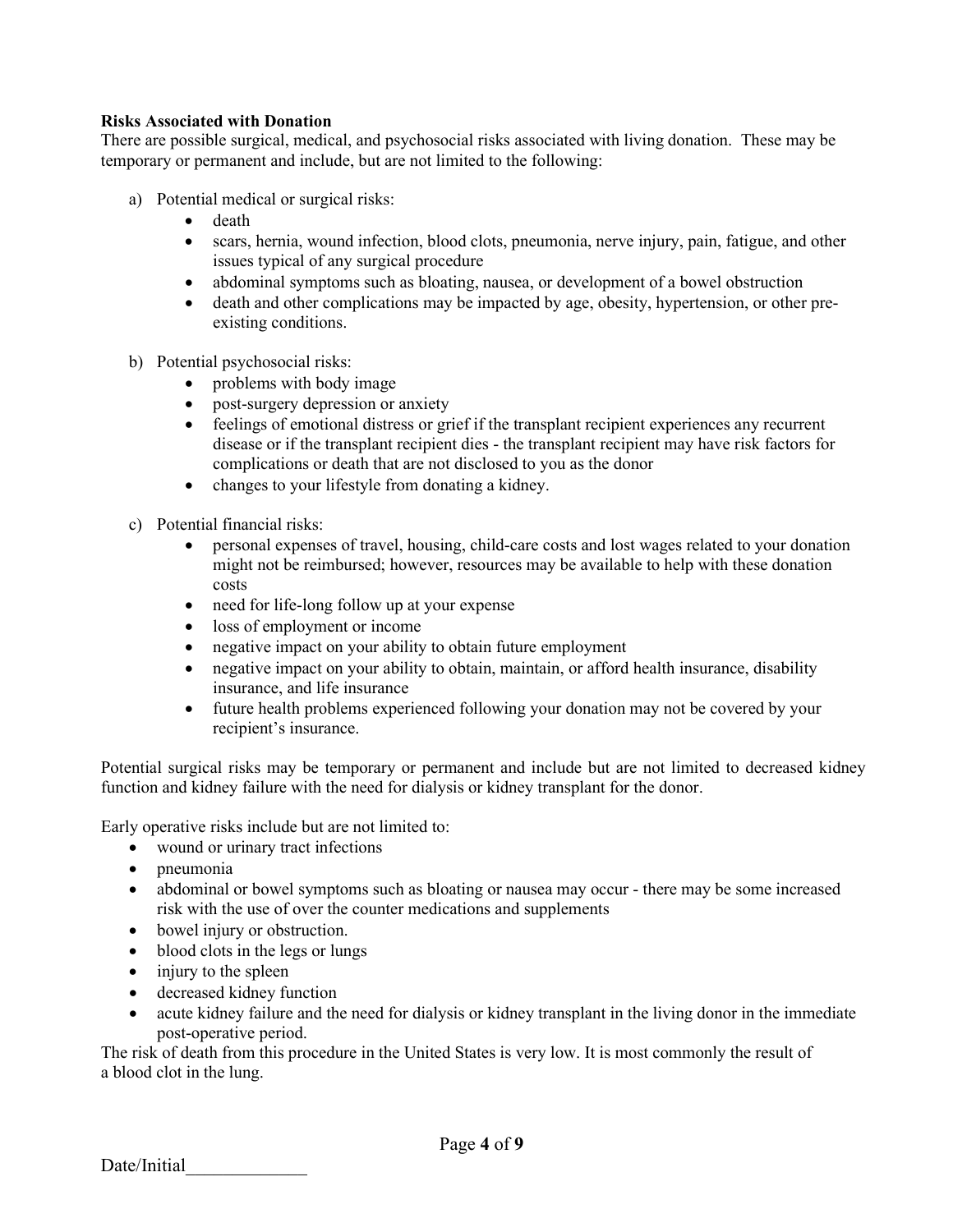**Risks Associated with Donation**

There are possible surgical, medical, and psychosocial risks associated with living donation. These may be temporary or permanent and include, but are not limited to the following:

a) Potential medical or surgical risks:
   - death
   - scars, hernia, wound infection, blood clots, pneumonia, nerve injury, pain, fatigue, and other issues typical of any surgical procedure
   - abdominal symptoms such as bloating, nausea, or development of a bowel obstruction
   - death and other complications may be impacted by age, obesity, hypertension, or other pre-existing conditions.

b) Potential psychosocial risks:
   - problems with body image
   - post-surgery depression or anxiety
   - feelings of emotional distress or grief if the transplant recipient experiences any recurrent disease or if the transplant recipient dies - the transplant recipient may have risk factors for complications or death that are not disclosed to you as the donor
   - changes to your lifestyle from donating a kidney.

c) Potential financial risks:
   - personal expenses of travel, housing, child-care costs and lost wages related to your donation might not be reimbursed; however, resources may be available to help with these donation costs
   - need for life-long follow up at your expense
   - loss of employment or income
   - negative impact on your ability to obtain future employment
   - negative impact on your ability to obtain, maintain, or afford health insurance, disability insurance, and life insurance
   - future health problems experienced following your donation may not be covered by your recipient's insurance.

Potential surgical risks may be temporary or permanent and include but are not limited to decreased kidney function and kidney failure with the need for dialysis or kidney transplant for the donor.

Early operative risks include but are not limited to:

- wound or urinary tract infections
- pneumonia
- abdominal or bowel symptoms such as bloating or nausea may occur - there may be some increased risk with the use of over the counter medications and supplements
- bowel injury or obstruction.
- blood clots in the legs or lungs
- injury to the spleen
- decreased kidney function
- acute kidney failure and the need for dialysis or kidney transplant in the living donor in the immediate post-operative period.

The risk of death from this procedure in the United States is very low. It is most commonly the result of a blood clot in the lung.

Date/Initial_____________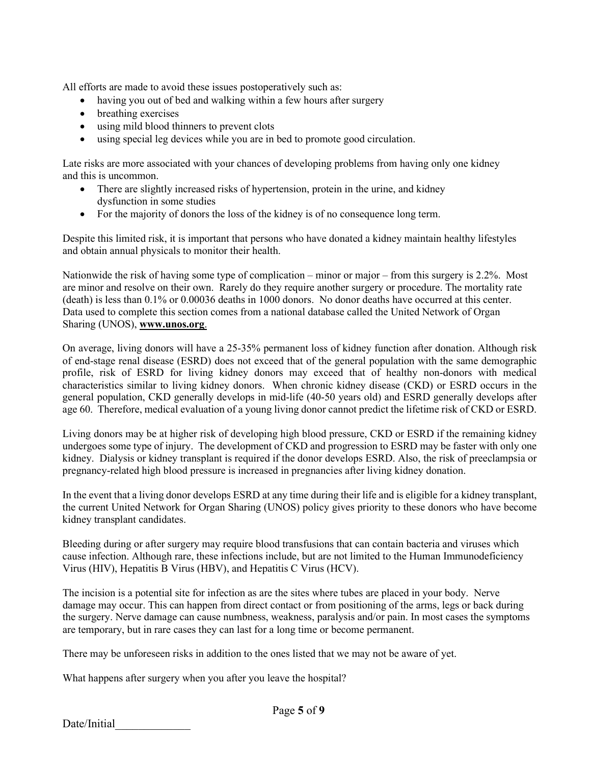All efforts are made to avoid these issues postoperatively such as:

- having you out of bed and walking within a few hours after surgery
- breathing exercises
- using mild blood thinners to prevent clots
- using special leg devices while you are in bed to promote good circulation.

Late risks are more associated with your chances of developing problems from having only one kidney and this is uncommon.

- There are slightly increased risks of hypertension, protein in the urine, and kidney dysfunction in some studies
- For the majority of donors the loss of the kidney is of no consequence long term.

Despite this limited risk, it is important that persons who have donated a kidney maintain healthy lifestyles and obtain annual physicals to monitor their health.

Nationwide the risk of having some type of complication – minor or major – from this surgery is 2.2%. Most are minor and resolve on their own. Rarely do they require another surgery or procedure. The mortality rate (death) is less than 0.1% or 0.00036 deaths in 1000 donors. No donor deaths have occurred at this center. Data used to complete this section comes from a national database called the United Network of Organ Sharing (UNOS), **www.unos.org**.

On average, living donors will have a 25-35% permanent loss of kidney function after donation. Although risk of end-stage renal disease (ESRD) does not exceed that of the general population with the same demographic profile, risk of ESRD for living kidney donors may exceed that of healthy non-donors with medical characteristics similar to living kidney donors. When chronic kidney disease (CKD) or ESRD occurs in the general population, CKD generally develops in mid-life (40-50 years old) and ESRD generally develops after age 60. Therefore, medical evaluation of a young living donor cannot predict the lifetime risk of CKD or ESRD.

Living donors may be at higher risk of developing high blood pressure, CKD or ESRD if the remaining kidney undergoes some type of injury. The development of CKD and progression to ESRD may be faster with only one kidney. Dialysis or kidney transplant is required if the donor develops ESRD. Also, the risk of preeclampsia or pregnancy-related high blood pressure is increased in pregnancies after living kidney donation.

In the event that a living donor develops ESRD at any time during their life and is eligible for a kidney transplant, the current United Network for Organ Sharing (UNOS) policy gives priority to these donors who have become kidney transplant candidates.

Bleeding during or after surgery may require blood transfusions that can contain bacteria and viruses which cause infection. Although rare, these infections include, but are not limited to the Human Immunodeficiency Virus (HIV), Hepatitis B Virus (HBV), and Hepatitis C Virus (HCV).

The incision is a potential site for infection as are the sites where tubes are placed in your body. Nerve damage may occur. This can happen from direct contact or from positioning of the arms, legs or back during the surgery. Nerve damage can cause numbness, weakness, paralysis and/or pain. In most cases the symptoms are temporary, but in rare cases they can last for a long time or become permanent.

There may be unforeseen risks in addition to the ones listed that we may not be aware of yet.

What happens after surgery when you after you leave the hospital?

Date/Initial_____________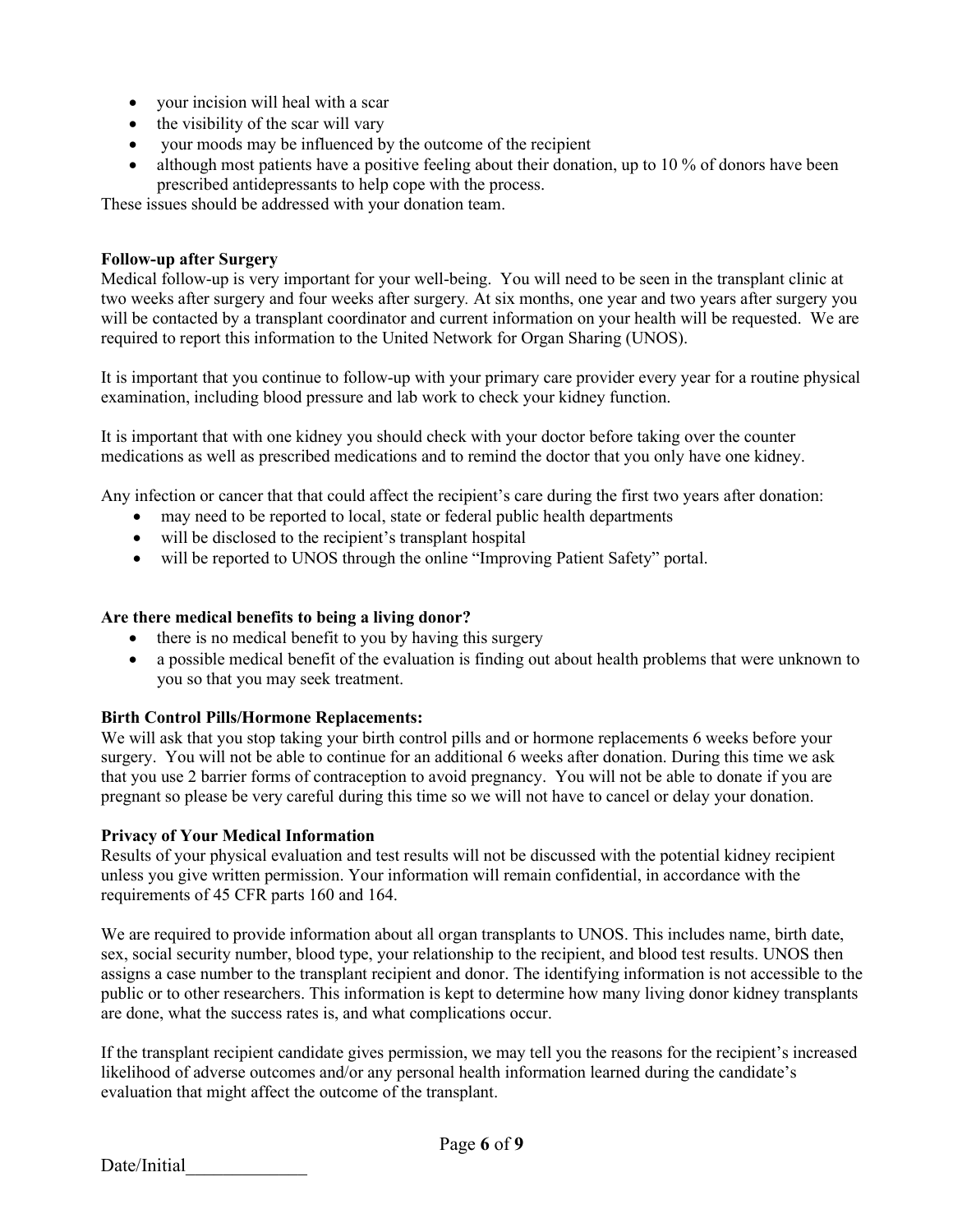- your incision will heal with a scar
- the visibility of the scar will vary
- your moods may be influenced by the outcome of the recipient
- although most patients have a positive feeling about their donation, up to 10 % of donors have been prescribed antidepressants to help cope with the process.

These issues should be addressed with your donation team.

**Follow-up after Surgery**

Medical follow-up is very important for your well-being. You will need to be seen in the transplant clinic at two weeks after surgery and four weeks after surgery. At six months, one year and two years after surgery you will be contacted by a transplant coordinator and current information on your health will be requested. We are required to report this information to the United Network for Organ Sharing (UNOS).

It is important that you continue to follow-up with your primary care provider every year for a routine physical examination, including blood pressure and lab work to check your kidney function.

It is important that with one kidney you should check with your doctor before taking over the counter medications as well as prescribed medications and to remind the doctor that you only have one kidney.

Any infection or cancer that that could affect the recipient's care during the first two years after donation:

- may need to be reported to local, state or federal public health departments
- will be disclosed to the recipient's transplant hospital
- will be reported to UNOS through the online "Improving Patient Safety" portal.

**Are there medical benefits to being a living donor?**

- there is no medical benefit to you by having this surgery
- a possible medical benefit of the evaluation is finding out about health problems that were unknown to you so that you may seek treatment.

**Birth Control Pills/Hormone Replacements:**

We will ask that you stop taking your birth control pills and or hormone replacements 6 weeks before your surgery. You will not be able to continue for an additional 6 weeks after donation. During this time we ask that you use 2 barrier forms of contraception to avoid pregnancy. You will not be able to donate if you are pregnant so please be very careful during this time so we will not have to cancel or delay your donation.

**Privacy of Your Medical Information**

Results of your physical evaluation and test results will not be discussed with the potential kidney recipient unless you give written permission. Your information will remain confidential, in accordance with the requirements of 45 CFR parts 160 and 164.

We are required to provide information about all organ transplants to UNOS. This includes name, birth date, sex, social security number, blood type, your relationship to the recipient, and blood test results. UNOS then assigns a case number to the transplant recipient and donor. The identifying information is not accessible to the public or to other researchers. This information is kept to determine how many living donor kidney transplants are done, what the success rates is, and what complications occur.

If the transplant recipient candidate gives permission, we may tell you the reasons for the recipient's increased likelihood of adverse outcomes and/or any personal health information learned during the candidate's evaluation that might affect the outcome of the transplant.

Date/Initial_____________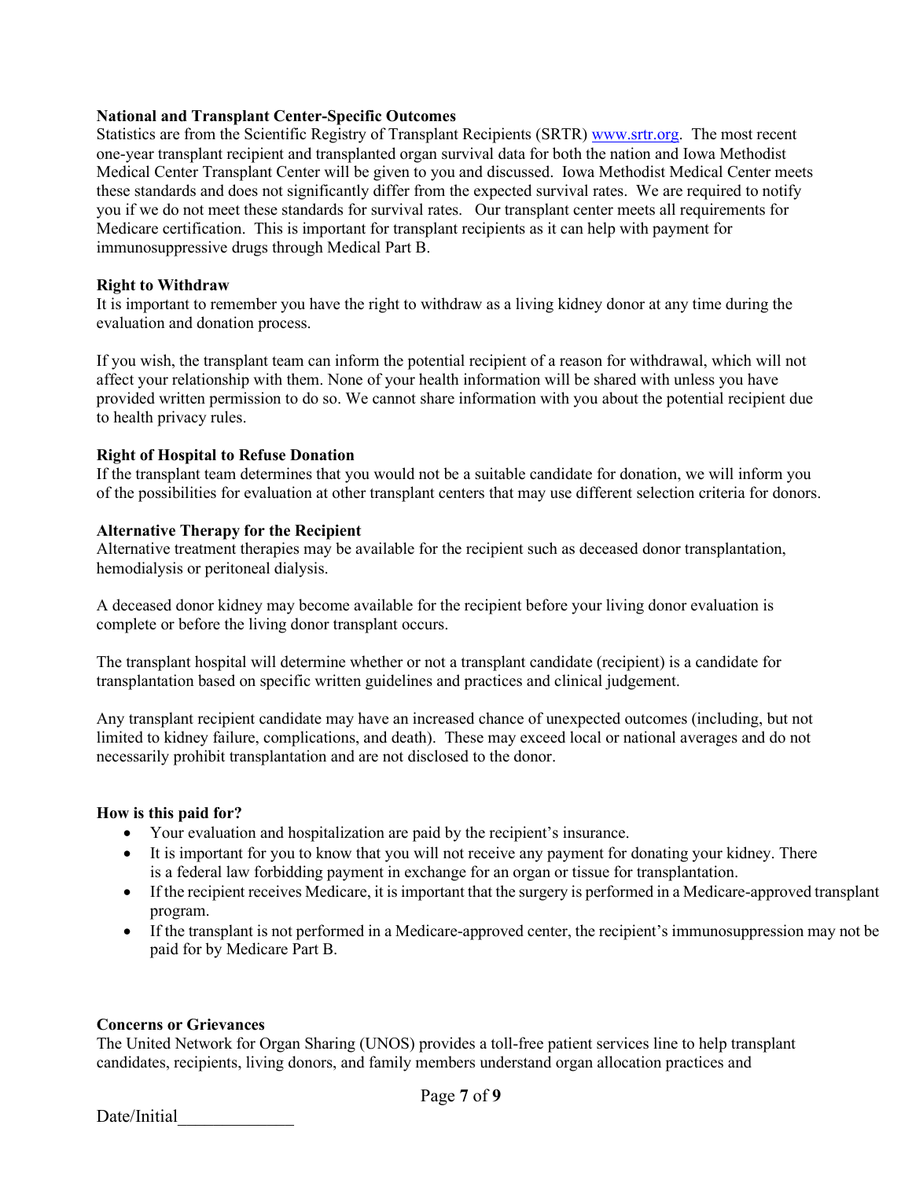**National and Transplant Center-Specific Outcomes**
Statistics are from the Scientific Registry of Transplant Recipients (SRTR) www.srtr.org. The most recent one-year transplant recipient and transplanted organ survival data for both the nation and Iowa Methodist Medical Center Transplant Center will be given to you and discussed. Iowa Methodist Medical Center meets these standards and does not significantly differ from the expected survival rates. We are required to notify you if we do not meet these standards for survival rates. Our transplant center meets all requirements for Medicare certification. This is important for transplant recipients as it can help with payment for immunosuppressive drugs through Medical Part B.

**Right to Withdraw**
It is important to remember you have the right to withdraw as a living kidney donor at any time during the evaluation and donation process.

If you wish, the transplant team can inform the potential recipient of a reason for withdrawal, which will not affect your relationship with them. None of your health information will be shared with unless you have provided written permission to do so. We cannot share information with you about the potential recipient due to health privacy rules.

**Right of Hospital to Refuse Donation**
If the transplant team determines that you would not be a suitable candidate for donation, we will inform you of the possibilities for evaluation at other transplant centers that may use different selection criteria for donors.

**Alternative Therapy for the Recipient**
Alternative treatment therapies may be available for the recipient such as deceased donor transplantation, hemodialysis or peritoneal dialysis.

A deceased donor kidney may become available for the recipient before your living donor evaluation is complete or before the living donor transplant occurs.

The transplant hospital will determine whether or not a transplant candidate (recipient) is a candidate for transplantation based on specific written guidelines and practices and clinical judgement.

Any transplant recipient candidate may have an increased chance of unexpected outcomes (including, but not limited to kidney failure, complications, and death). These may exceed local or national averages and do not necessarily prohibit transplantation and are not disclosed to the donor.

**How is this paid for?**

- Your evaluation and hospitalization are paid by the recipient's insurance.
- It is important for you to know that you will not receive any payment for donating your kidney. There is a federal law forbidding payment in exchange for an organ or tissue for transplantation.
- If the recipient receives Medicare, it is important that the surgery is performed in a Medicare-approved transplant program.
- If the transplant is not performed in a Medicare-approved center, the recipient's immunosuppression may not be paid for by Medicare Part B.

**Concerns or Grievances**
The United Network for Organ Sharing (UNOS) provides a toll-free patient services line to help transplant candidates, recipients, living donors, and family members understand organ allocation practices and

Date/Initial_____________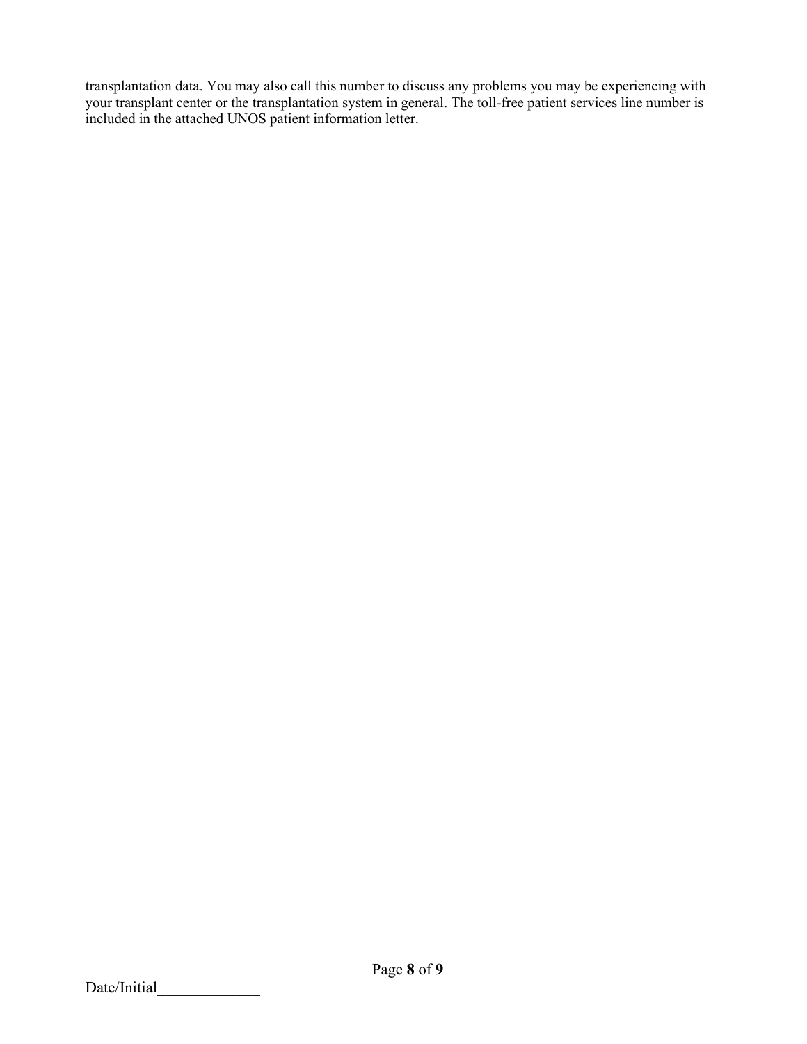transplantation data. You may also call this number to discuss any problems you may be experiencing with your transplant center or the transplantation system in general. The toll-free patient services line number is included in the attached UNOS patient information letter.

Date/Initial_____________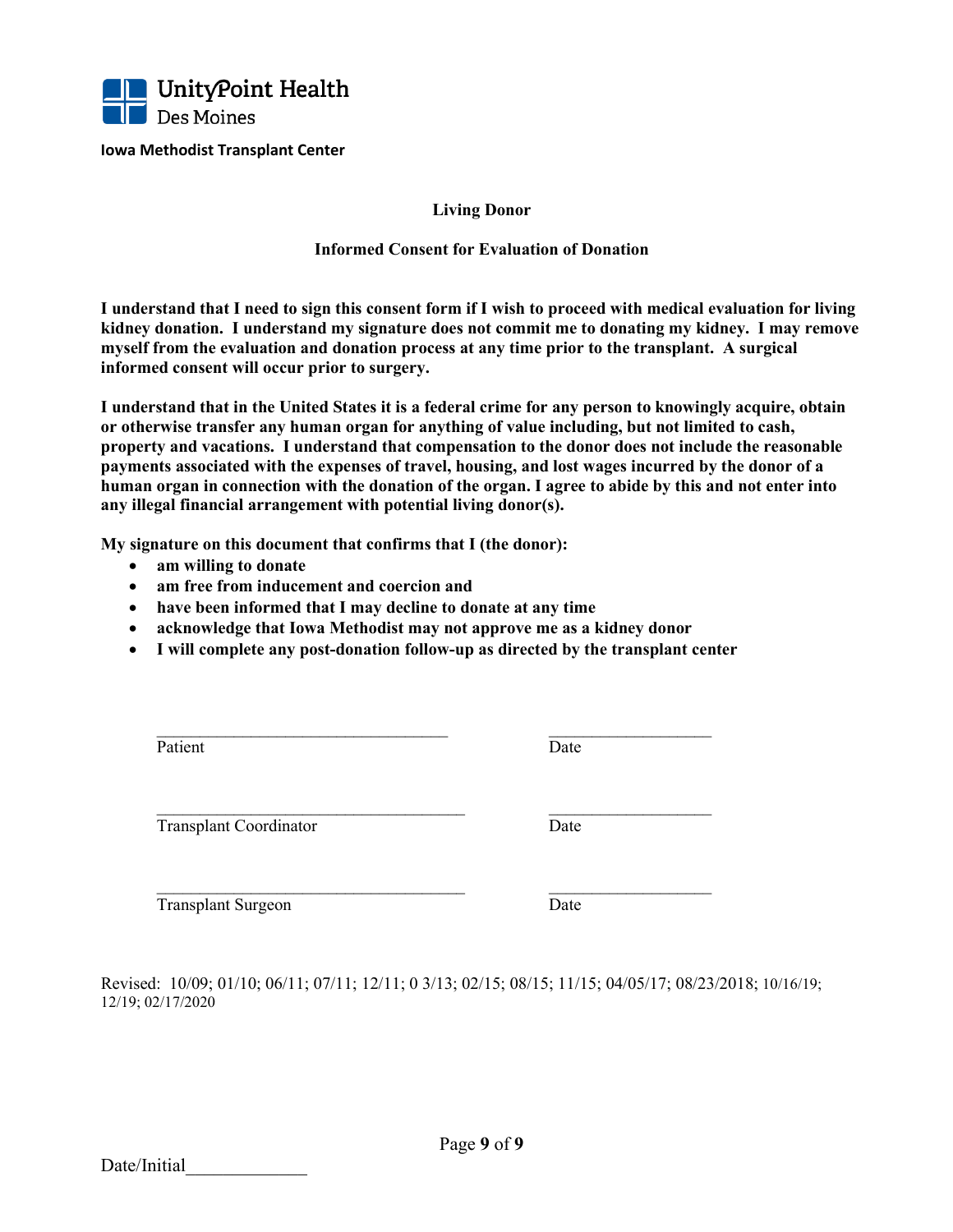UnityPoint Health
Des Moines

**Iowa Methodist Transplant Center**

## Living Donor

## Informed Consent for Evaluation of Donation

**I understand that I need to sign this consent form if I wish to proceed with medical evaluation for living kidney donation. I understand my signature does not commit me to donating my kidney. I may remove myself from the evaluation and donation process at any time prior to the transplant. A surgical informed consent will occur prior to surgery.**

**I understand that in the United States it is a federal crime for any person to knowingly acquire, obtain or otherwise transfer any human organ for anything of value including, but not limited to cash, property and vacations. I understand that compensation to the donor does not include the reasonable payments associated with the expenses of travel, housing, and lost wages incurred by the donor of a human organ in connection with the donation of the organ. I agree to abide by this and not enter into any illegal financial arrangement with potential living donor(s).**

**My signature on this document that confirms that I (the donor):**

- **am willing to donate**
- **am free from inducement and coercion and**
- **have been informed that I may decline to donate at any time**
- **acknowledge that Iowa Methodist may not approve me as a kidney donor**
- **I will complete any post-donation follow-up as directed by the transplant center**

___________________________________ ___________________
Patient Date

___________________________________ ___________________
Transplant Coordinator Date

___________________________________ ___________________
Transplant Surgeon Date

Revised: 10/09; 01/10; 06/11; 07/11; 12/11; 0 3/13; 02/15; 08/15; 11/15; 04/05/17; 08/23/2018; 10/16/19; 12/19; 02/17/2020

Date/Initial_____________